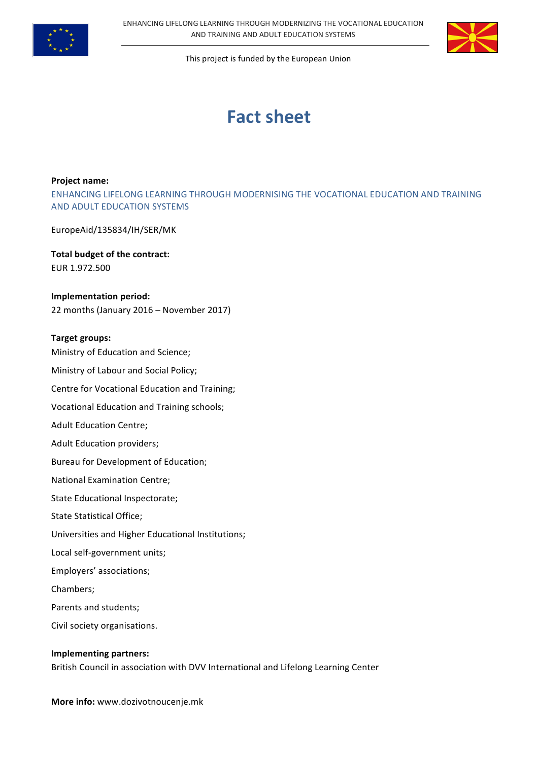# Fact sheet

**Project name:**

ENHANCING LIFELONG LEARNING THROUGH MODERNISING THE VOCATIONAL EDUCATION AND TRAINING AND ADULT EDUCATION SYSTEMS

EuropeAid/135834/IH/SER/MK

**Total budget of the contract:**
EUR 1.972.500

**Implementation period:**
22 months (January 2016 – November 2017)

**Target groups:**

Ministry of Education and Science;

Ministry of Labour and Social Policy;

Centre for Vocational Education and Training;

Vocational Education and Training schools;

Adult Education Centre;

Adult Education providers;

Bureau for Development of Education;

National Examination Centre;

State Educational Inspectorate;

State Statistical Office;

Universities and Higher Educational Institutions;

Local self-government units;

Employers' associations;

Chambers;

Parents and students;

Civil society organisations.

**Implementing partners:**
British Council in association with DVV International and Lifelong Learning Center

**More info:** www.dozivotnoucenje.mk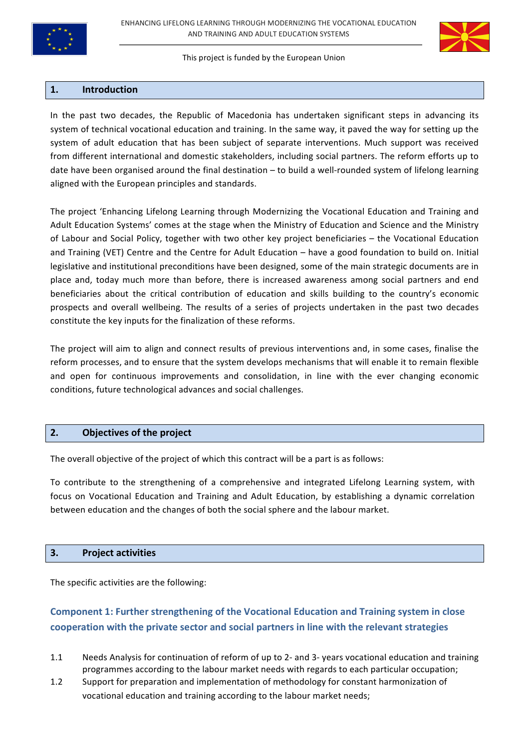## 1. Introduction

In the past two decades, the Republic of Macedonia has undertaken significant steps in advancing its system of technical vocational education and training. In the same way, it paved the way for setting up the system of adult education that has been subject of separate interventions. Much support was received from different international and domestic stakeholders, including social partners. The reform efforts up to date have been organised around the final destination – to build a well-rounded system of lifelong learning aligned with the European principles and standards.

The project 'Enhancing Lifelong Learning through Modernizing the Vocational Education and Training and Adult Education Systems' comes at the stage when the Ministry of Education and Science and the Ministry of Labour and Social Policy, together with two other key project beneficiaries – the Vocational Education and Training (VET) Centre and the Centre for Adult Education – have a good foundation to build on. Initial legislative and institutional preconditions have been designed, some of the main strategic documents are in place and, today much more than before, there is increased awareness among social partners and end beneficiaries about the critical contribution of education and skills building to the country's economic prospects and overall wellbeing. The results of a series of projects undertaken in the past two decades constitute the key inputs for the finalization of these reforms.

The project will aim to align and connect results of previous interventions and, in some cases, finalise the reform processes, and to ensure that the system develops mechanisms that will enable it to remain flexible and open for continuous improvements and consolidation, in line with the ever changing economic conditions, future technological advances and social challenges.

## 2. Objectives of the project

The overall objective of the project of which this contract will be a part is as follows:

To contribute to the strengthening of a comprehensive and integrated Lifelong Learning system, with focus on Vocational Education and Training and Adult Education, by establishing a dynamic correlation between education and the changes of both the social sphere and the labour market.

## 3. Project activities

The specific activities are the following:

### Component 1: Further strengthening of the Vocational Education and Training system in close cooperation with the private sector and social partners in line with the relevant strategies

1.1 Needs Analysis for continuation of reform of up to 2- and 3- years vocational education and training programmes according to the labour market needs with regards to each particular occupation;

1.2 Support for preparation and implementation of methodology for constant harmonization of vocational education and training according to the labour market needs;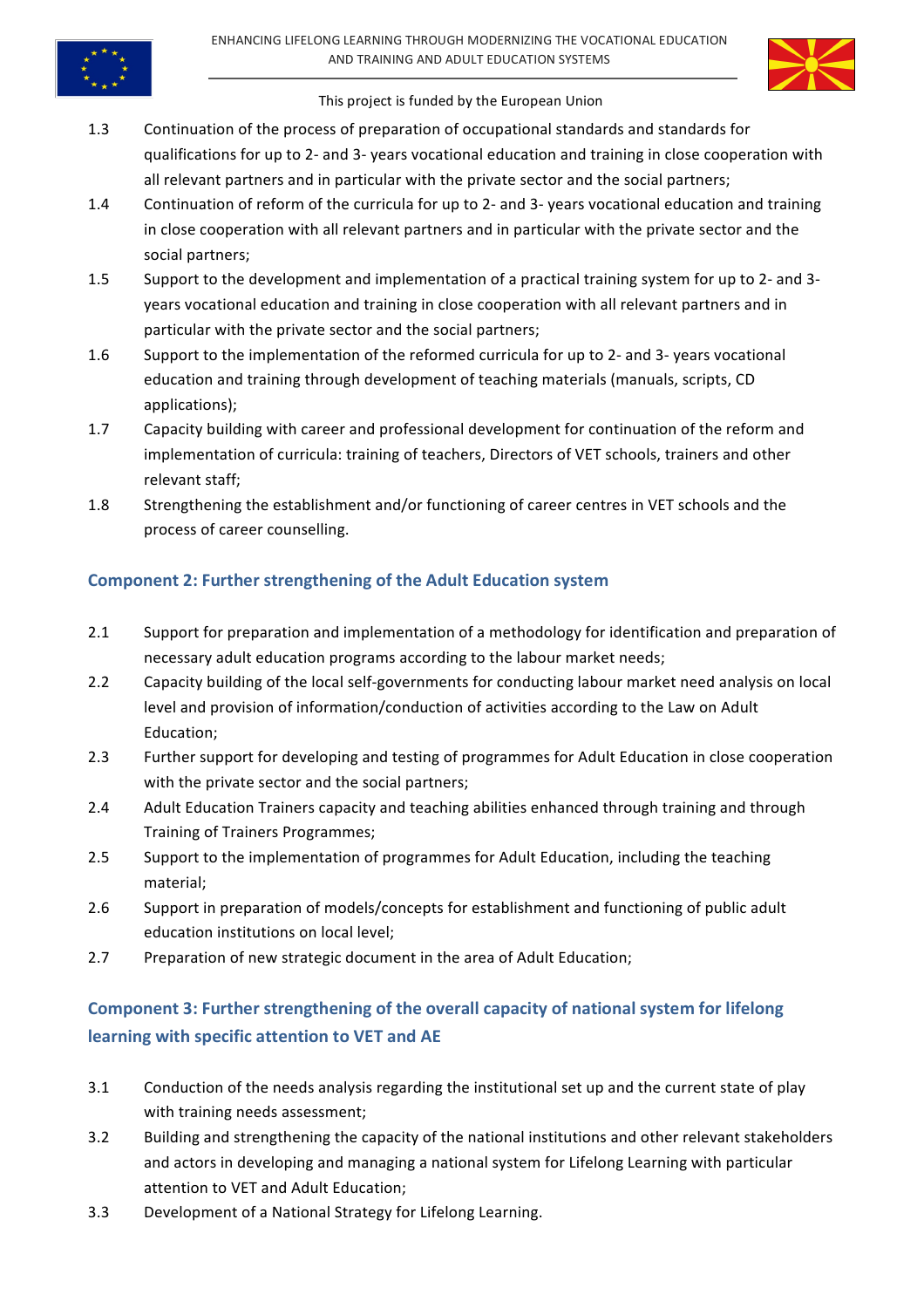1.3 Continuation of the process of preparation of occupational standards and standards for qualifications for up to 2- and 3- years vocational education and training in close cooperation with all relevant partners and in particular with the private sector and the social partners;

1.4 Continuation of reform of the curricula for up to 2- and 3- years vocational education and training in close cooperation with all relevant partners and in particular with the private sector and the social partners;

1.5 Support to the development and implementation of a practical training system for up to 2- and 3- years vocational education and training in close cooperation with all relevant partners and in particular with the private sector and the social partners;

1.6 Support to the implementation of the reformed curricula for up to 2- and 3- years vocational education and training through development of teaching materials (manuals, scripts, CD applications);

1.7 Capacity building with career and professional development for continuation of the reform and implementation of curricula: training of teachers, Directors of VET schools, trainers and other relevant staff;

1.8 Strengthening the establishment and/or functioning of career centres in VET schools and the process of career counselling.

## Component 2: Further strengthening of the Adult Education system

2.1 Support for preparation and implementation of a methodology for identification and preparation of necessary adult education programs according to the labour market needs;

2.2 Capacity building of the local self-governments for conducting labour market need analysis on local level and provision of information/conduction of activities according to the Law on Adult Education;

2.3 Further support for developing and testing of programmes for Adult Education in close cooperation with the private sector and the social partners;

2.4 Adult Education Trainers capacity and teaching abilities enhanced through training and through Training of Trainers Programmes;

2.5 Support to the implementation of programmes for Adult Education, including the teaching material;

2.6 Support in preparation of models/concepts for establishment and functioning of public adult education institutions on local level;

2.7 Preparation of new strategic document in the area of Adult Education;

## Component 3: Further strengthening of the overall capacity of national system for lifelong learning with specific attention to VET and AE

3.1 Conduction of the needs analysis regarding the institutional set up and the current state of play with training needs assessment;

3.2 Building and strengthening the capacity of the national institutions and other relevant stakeholders and actors in developing and managing a national system for Lifelong Learning with particular attention to VET and Adult Education;

3.3 Development of a National Strategy for Lifelong Learning.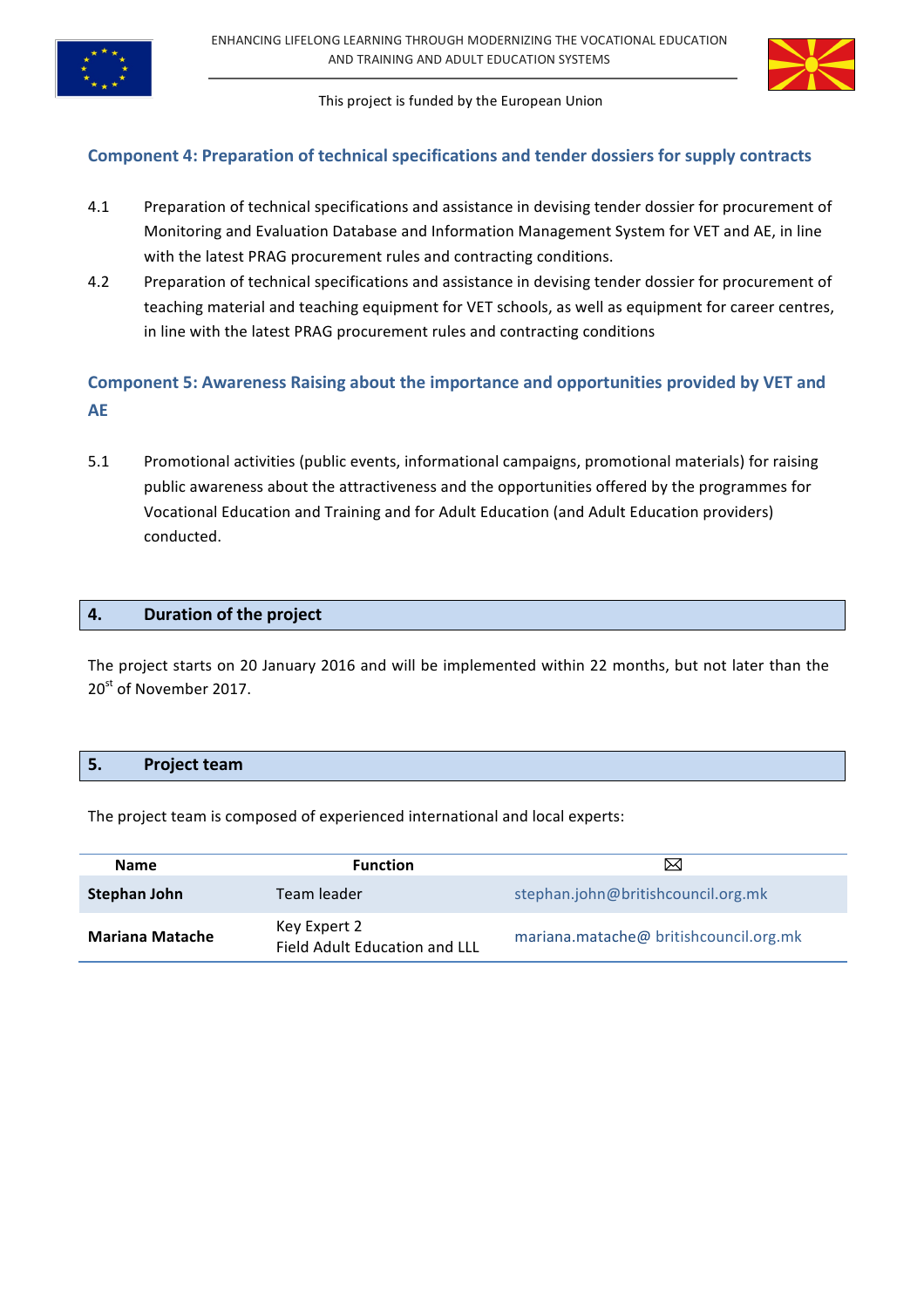### Component 4: Preparation of technical specifications and tender dossiers for supply contracts

4.1 Preparation of technical specifications and assistance in devising tender dossier for procurement of Monitoring and Evaluation Database and Information Management System for VET and AE, in line with the latest PRAG procurement rules and contracting conditions.

4.2 Preparation of technical specifications and assistance in devising tender dossier for procurement of teaching material and teaching equipment for VET schools, as well as equipment for career centres, in line with the latest PRAG procurement rules and contracting conditions

### Component 5: Awareness Raising about the importance and opportunities provided by VET and AE

5.1 Promotional activities (public events, informational campaigns, promotional materials) for raising public awareness about the attractiveness and the opportunities offered by the programmes for Vocational Education and Training and for Adult Education (and Adult Education providers) conducted.

## 4. Duration of the project

The project starts on 20 January 2016 and will be implemented within 22 months, but not later than the 20st of November 2017.

## 5. Project team

The project team is composed of experienced international and local experts:

| Name | Function | ✉ |
|---|---|---|
| **Stephan John** | Team leader | stephan.john@britishcouncil.org.mk |
| **Mariana Matache** | Key Expert 2<br>Field Adult Education and LLL | mariana.matache@ britishcouncil.org.mk |